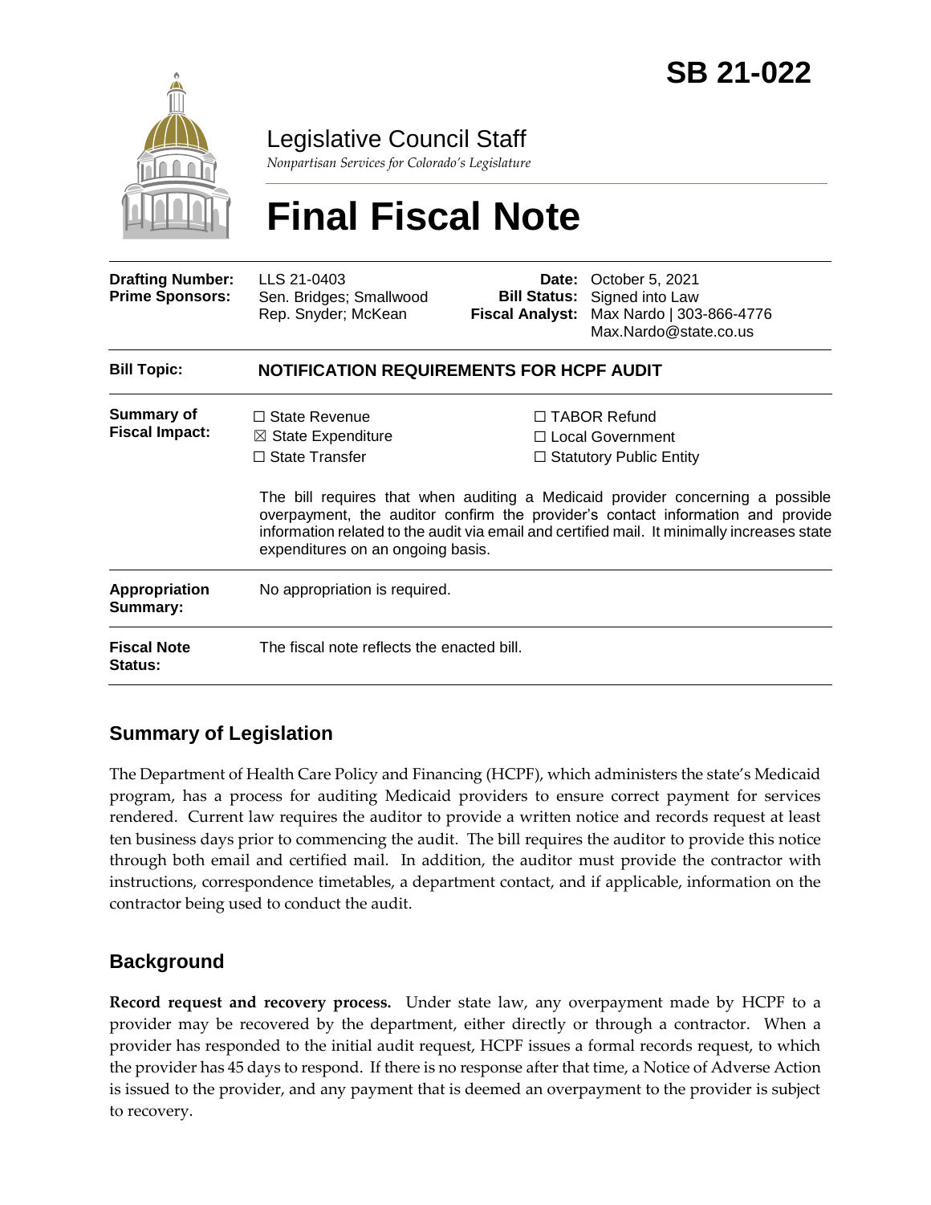# SB 21-022

Legislative Council Staff

*Nonpartisan Services for Colorado's Legislature*

# Final Fiscal Note

| | | | |
|---|---|---|---|
| **Drafting Number:** | LLS 21-0403 | **Date:** | October 5, 2021 |
| **Prime Sponsors:** | Sen. Bridges; Smallwood<br>Rep. Snyder; McKean | **Bill Status:** | Signed into Law |
| | | **Fiscal Analyst:** | Max Nardo \| 303-866-4776<br>Max.Nardo@state.co.us |

**Bill Topic:** **NOTIFICATION REQUIREMENTS FOR HCPF AUDIT**

**Summary of Fiscal Impact:**

| | |
|---|---|
| ☐ State Revenue | ☐ TABOR Refund |
| ☒ State Expenditure | ☐ Local Government |
| ☐ State Transfer | ☐ Statutory Public Entity |

The bill requires that when auditing a Medicaid provider concerning a possible overpayment, the auditor confirm the provider's contact information and provide information related to the audit via email and certified mail. It minimally increases state expenditures on an ongoing basis.

**Appropriation Summary:** No appropriation is required.

**Fiscal Note Status:** The fiscal note reflects the enacted bill.

## Summary of Legislation

The Department of Health Care Policy and Financing (HCPF), which administers the state's Medicaid program, has a process for auditing Medicaid providers to ensure correct payment for services rendered. Current law requires the auditor to provide a written notice and records request at least ten business days prior to commencing the audit. The bill requires the auditor to provide this notice through both email and certified mail. In addition, the auditor must provide the contractor with instructions, correspondence timetables, a department contact, and if applicable, information on the contractor being used to conduct the audit.

## Background

**Record request and recovery process.** Under state law, any overpayment made by HCPF to a provider may be recovered by the department, either directly or through a contractor. When a provider has responded to the initial audit request, HCPF issues a formal records request, to which the provider has 45 days to respond. If there is no response after that time, a Notice of Adverse Action is issued to the provider, and any payment that is deemed an overpayment to the provider is subject to recovery.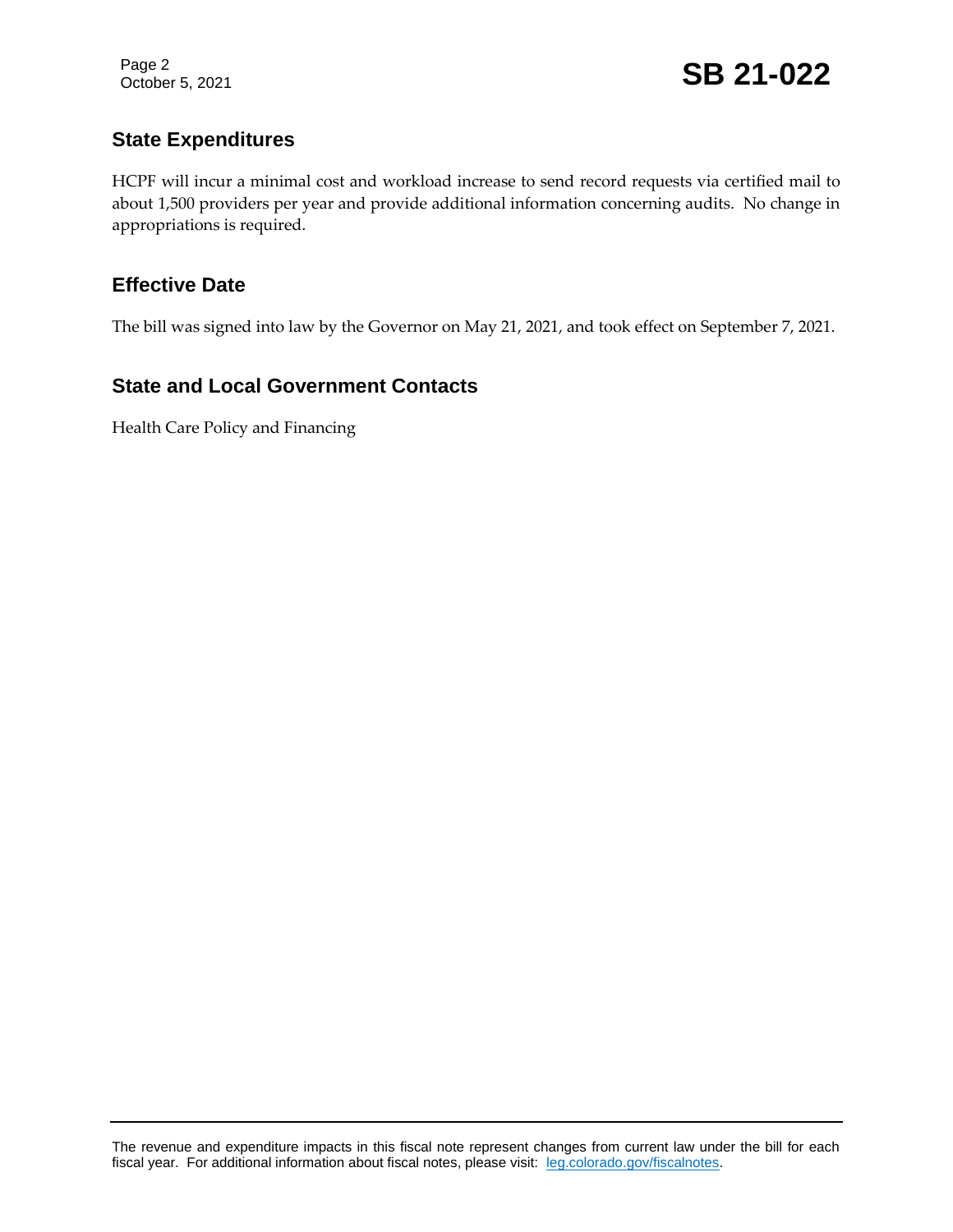## State Expenditures

HCPF will incur a minimal cost and workload increase to send record requests via certified mail to about 1,500 providers per year and provide additional information concerning audits. No change in appropriations is required.

## Effective Date

The bill was signed into law by the Governor on May 21, 2021, and took effect on September 7, 2021.

## State and Local Government Contacts

Health Care Policy and Financing

The revenue and expenditure impacts in this fiscal note represent changes from current law under the bill for each fiscal year. For additional information about fiscal notes, please visit: leg.colorado.gov/fiscalnotes.